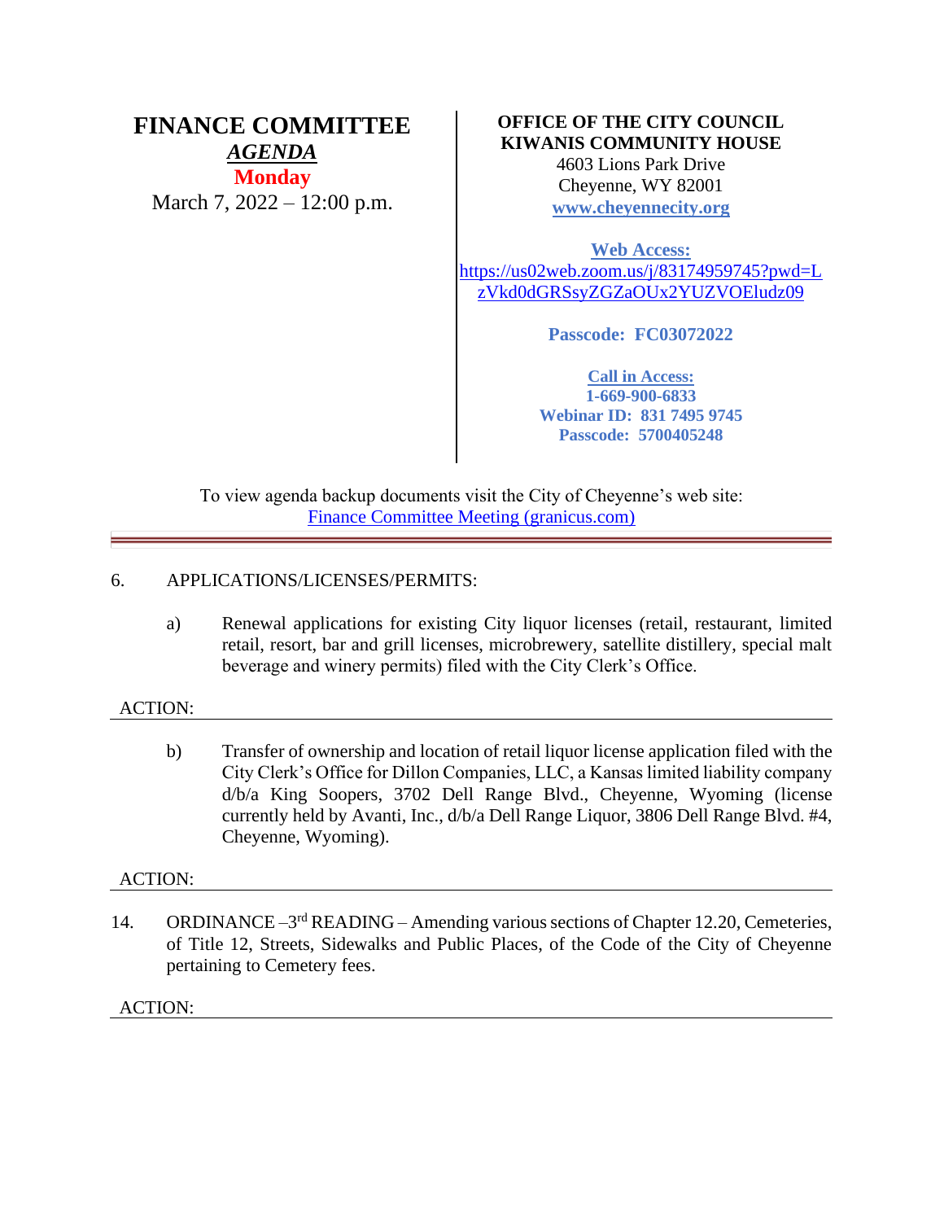# FINANCE COMMITTEE

***AGENDA***

**Monday**

March 7, 2022 – 12:00 p.m.

**OFFICE OF THE CITY COUNCIL**
**KIWANIS COMMUNITY HOUSE**
4603 Lions Park Drive
Cheyenne, WY 82001
**www.cheyennecity.org**

**Web Access:**
https://us02web.zoom.us/j/83174959745?pwd=LzVkd0dGRSsyZGZaOUx2YUZVOEludz09

**Passcode: FC03072022**

**Call in Access:**
**1-669-900-6833**
**Webinar ID: 831 7495 9745**
**Passcode: 5700405248**

To view agenda backup documents visit the City of Cheyenne's web site:
Finance Committee Meeting (granicus.com)

---

6. APPLICATIONS/LICENSES/PERMITS:

   a) Renewal applications for existing City liquor licenses (retail, restaurant, limited retail, resort, bar and grill licenses, microbrewery, satellite distillery, special malt beverage and winery permits) filed with the City Clerk's Office.

ACTION:

---

   b) Transfer of ownership and location of retail liquor license application filed with the City Clerk's Office for Dillon Companies, LLC, a Kansas limited liability company d/b/a King Soopers, 3702 Dell Range Blvd., Cheyenne, Wyoming (license currently held by Avanti, Inc., d/b/a Dell Range Liquor, 3806 Dell Range Blvd. #4, Cheyenne, Wyoming).

ACTION:

---

14. ORDINANCE – 3rd READING – Amending various sections of Chapter 12.20, Cemeteries, of Title 12, Streets, Sidewalks and Public Places, of the Code of the City of Cheyenne pertaining to Cemetery fees.

ACTION:

---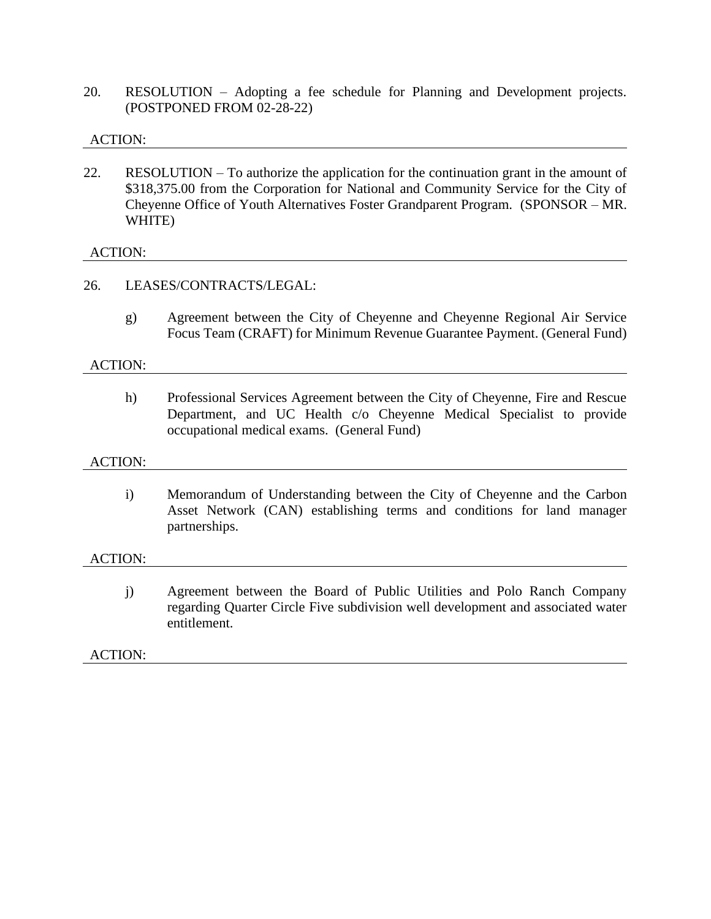20. RESOLUTION – Adopting a fee schedule for Planning and Development projects. (POSTPONED FROM 02-28-22)

ACTION:

---

22. RESOLUTION – To authorize the application for the continuation grant in the amount of $318,375.00 from the Corporation for National and Community Service for the City of Cheyenne Office of Youth Alternatives Foster Grandparent Program. (SPONSOR – MR. WHITE)

ACTION:

---

26. LEASES/CONTRACTS/LEGAL:

    g) Agreement between the City of Cheyenne and Cheyenne Regional Air Service Focus Team (CRAFT) for Minimum Revenue Guarantee Payment. (General Fund)

ACTION:

---

    h) Professional Services Agreement between the City of Cheyenne, Fire and Rescue Department, and UC Health c/o Cheyenne Medical Specialist to provide occupational medical exams. (General Fund)

ACTION:

---

    i) Memorandum of Understanding between the City of Cheyenne and the Carbon Asset Network (CAN) establishing terms and conditions for land manager partnerships.

ACTION:

---

    j) Agreement between the Board of Public Utilities and Polo Ranch Company regarding Quarter Circle Five subdivision well development and associated water entitlement.

ACTION:

---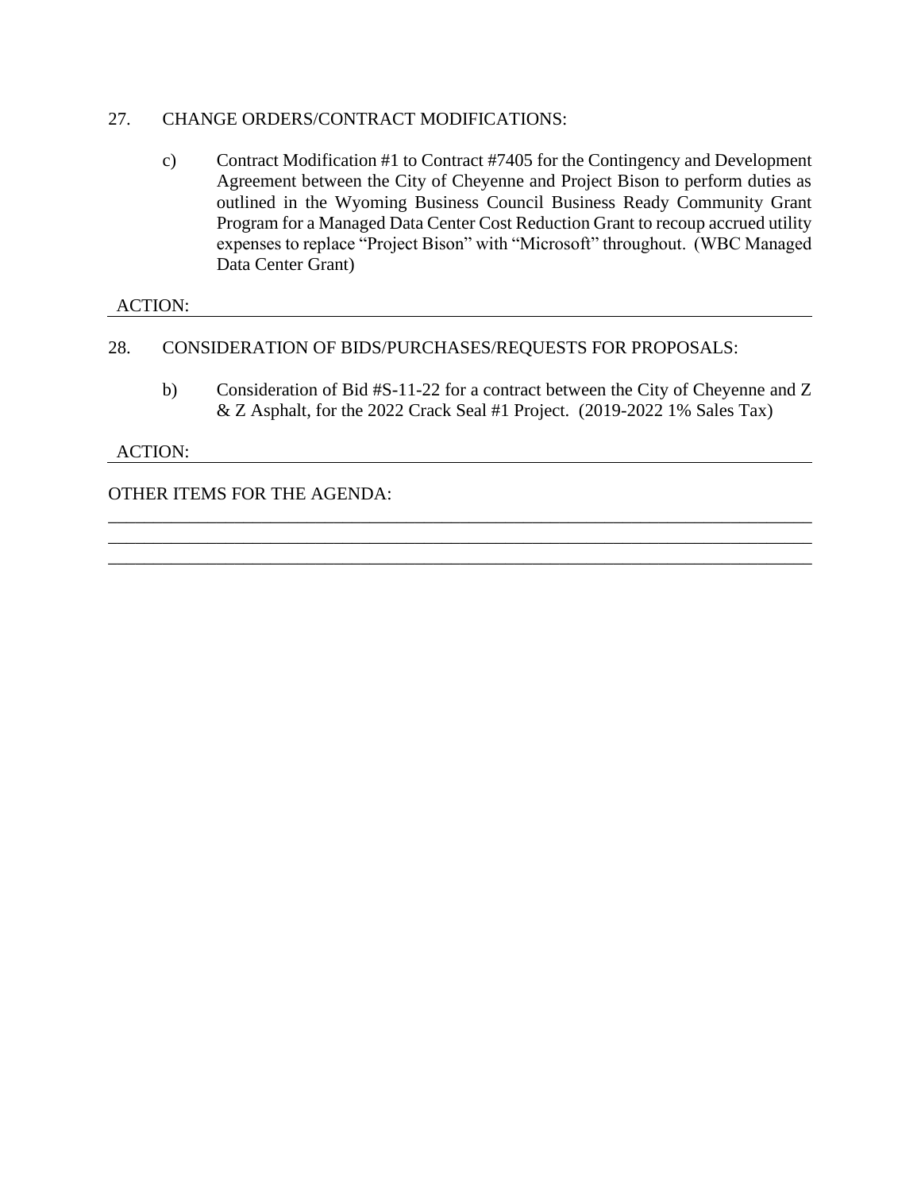27. CHANGE ORDERS/CONTRACT MODIFICATIONS:

c) Contract Modification #1 to Contract #7405 for the Contingency and Development Agreement between the City of Cheyenne and Project Bison to perform duties as outlined in the Wyoming Business Council Business Ready Community Grant Program for a Managed Data Center Cost Reduction Grant to recoup accrued utility expenses to replace "Project Bison" with "Microsoft" throughout. (WBC Managed Data Center Grant)

ACTION: ______________________________________________________________________

28. CONSIDERATION OF BIDS/PURCHASES/REQUESTS FOR PROPOSALS:

b) Consideration of Bid #S-11-22 for a contract between the City of Cheyenne and Z & Z Asphalt, for the 2022 Crack Seal #1 Project. (2019-2022 1% Sales Tax)

ACTION: ______________________________________________________________________

OTHER ITEMS FOR THE AGENDA:

______________________________________________________________________________
______________________________________________________________________________
______________________________________________________________________________